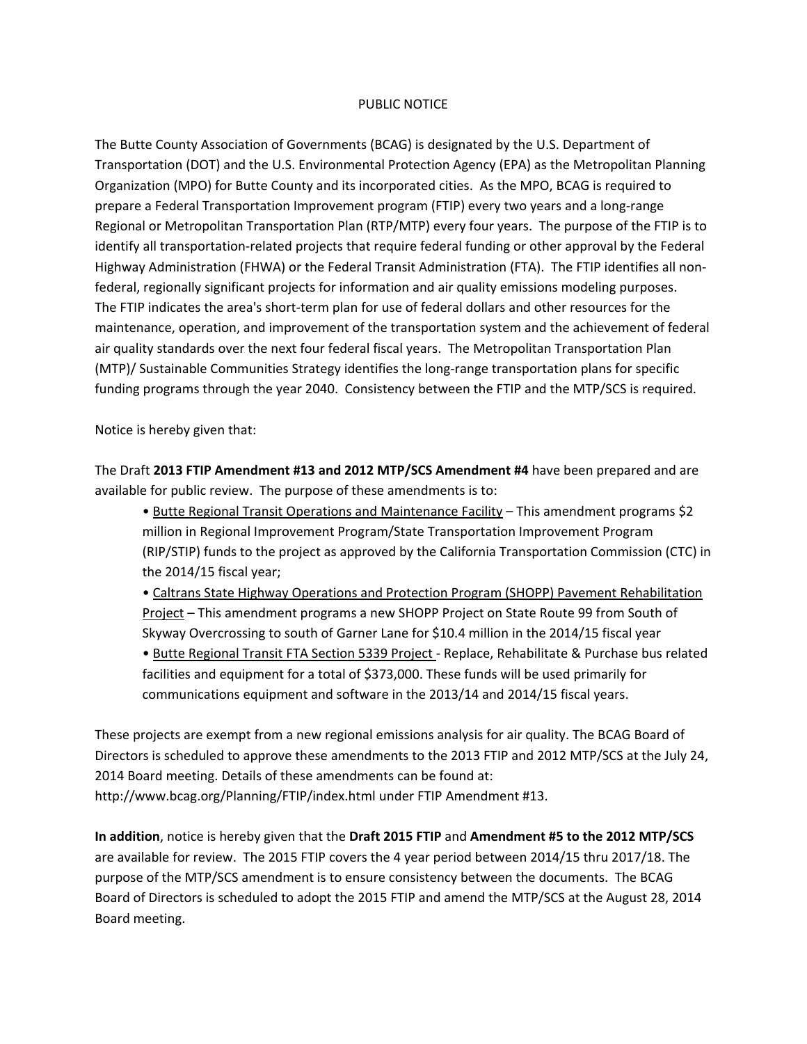# PUBLIC NOTICE

The Butte County Association of Governments (BCAG) is designated by the U.S. Department of Transportation (DOT) and the U.S. Environmental Protection Agency (EPA) as the Metropolitan Planning Organization (MPO) for Butte County and its incorporated cities. As the MPO, BCAG is required to prepare a Federal Transportation Improvement program (FTIP) every two years and a long-range Regional or Metropolitan Transportation Plan (RTP/MTP) every four years. The purpose of the FTIP is to identify all transportation-related projects that require federal funding or other approval by the Federal Highway Administration (FHWA) or the Federal Transit Administration (FTA). The FTIP identifies all non-federal, regionally significant projects for information and air quality emissions modeling purposes. The FTIP indicates the area's short-term plan for use of federal dollars and other resources for the maintenance, operation, and improvement of the transportation system and the achievement of federal air quality standards over the next four federal fiscal years. The Metropolitan Transportation Plan (MTP)/ Sustainable Communities Strategy identifies the long-range transportation plans for specific funding programs through the year 2040. Consistency between the FTIP and the MTP/SCS is required.

Notice is hereby given that:

The Draft **2013 FTIP Amendment #13 and 2012 MTP/SCS Amendment #4** have been prepared and are available for public review. The purpose of these amendments is to:

- <u>Butte Regional Transit Operations and Maintenance Facility</u> – This amendment programs $2 million in Regional Improvement Program/State Transportation Improvement Program (RIP/STIP) funds to the project as approved by the California Transportation Commission (CTC) in the 2014/15 fiscal year;
- <u>Caltrans State Highway Operations and Protection Program (SHOPP) Pavement Rehabilitation Project</u> – This amendment programs a new SHOPP Project on State Route 99 from South of Skyway Overcrossing to south of Garner Lane for $10.4 million in the 2014/15 fiscal year
- <u>Butte Regional Transit FTA Section 5339 Project</u> - Replace, Rehabilitate & Purchase bus related facilities and equipment for a total of $373,000. These funds will be used primarily for communications equipment and software in the 2013/14 and 2014/15 fiscal years.

These projects are exempt from a new regional emissions analysis for air quality. The BCAG Board of Directors is scheduled to approve these amendments to the 2013 FTIP and 2012 MTP/SCS at the July 24, 2014 Board meeting. Details of these amendments can be found at: http://www.bcag.org/Planning/FTIP/index.html under FTIP Amendment #13.

**In addition**, notice is hereby given that the **Draft 2015 FTIP** and **Amendment #5 to the 2012 MTP/SCS** are available for review. The 2015 FTIP covers the 4 year period between 2014/15 thru 2017/18. The purpose of the MTP/SCS amendment is to ensure consistency between the documents. The BCAG Board of Directors is scheduled to adopt the 2015 FTIP and amend the MTP/SCS at the August 28, 2014 Board meeting.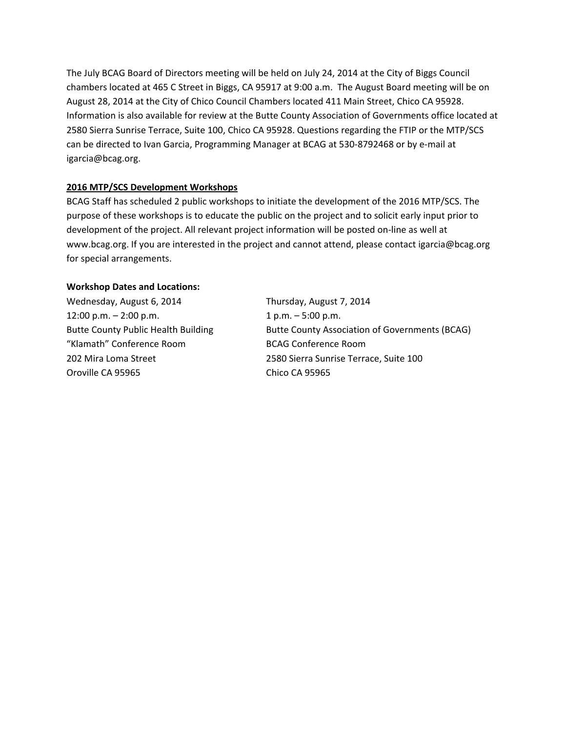The July BCAG Board of Directors meeting will be held on July 24, 2014 at the City of Biggs Council chambers located at 465 C Street in Biggs, CA 95917 at 9:00 a.m. The August Board meeting will be on August 28, 2014 at the City of Chico Council Chambers located 411 Main Street, Chico CA 95928. Information is also available for review at the Butte County Association of Governments office located at 2580 Sierra Sunrise Terrace, Suite 100, Chico CA 95928. Questions regarding the FTIP or the MTP/SCS can be directed to Ivan Garcia, Programming Manager at BCAG at 530-8792468 or by e-mail at igarcia@bcag.org.

## 2016 MTP/SCS Development Workshops

BCAG Staff has scheduled 2 public workshops to initiate the development of the 2016 MTP/SCS. The purpose of these workshops is to educate the public on the project and to solicit early input prior to development of the project. All relevant project information will be posted on-line as well at www.bcag.org. If you are interested in the project and cannot attend, please contact igarcia@bcag.org for special arrangements.

**Workshop Dates and Locations:**

Wednesday, August 6, 2014
12:00 p.m. – 2:00 p.m.
Butte County Public Health Building
"Klamath" Conference Room
202 Mira Loma Street
Oroville CA 95965

Thursday, August 7, 2014
1 p.m. – 5:00 p.m.
Butte County Association of Governments (BCAG)
BCAG Conference Room
2580 Sierra Sunrise Terrace, Suite 100
Chico CA 95965